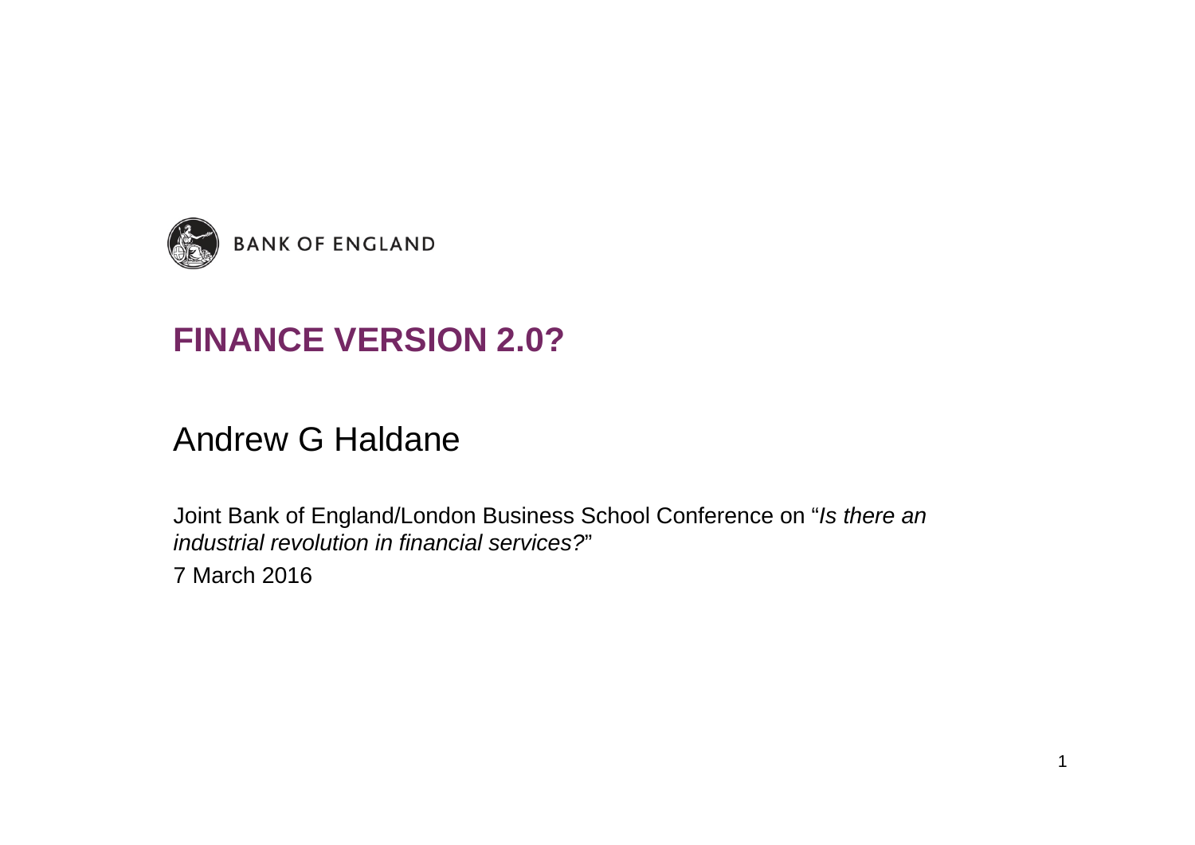BANK OF ENGLAND

# FINANCE VERSION 2.0?

## Andrew G Haldane

Joint Bank of England/London Business School Conference on "*Is there an industrial revolution in financial services?*"

7 March 2016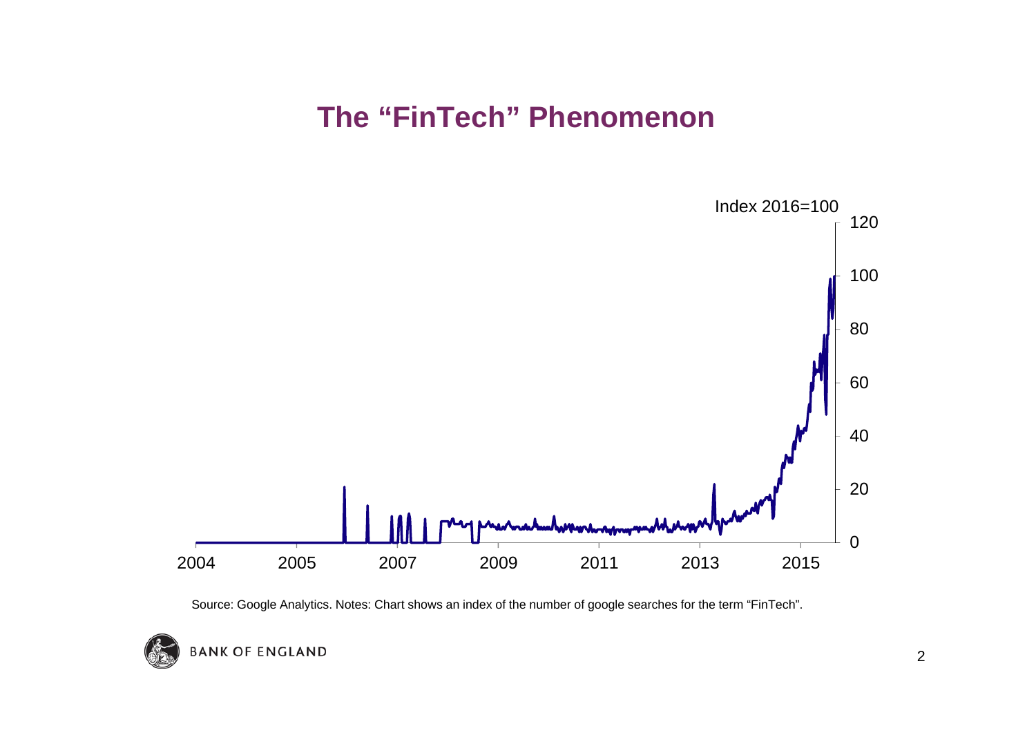# The "FinTech" Phenomenon

Index 2016=100

Source: Google Analytics. Notes: Chart shows an index of the number of google searches for the term "FinTech".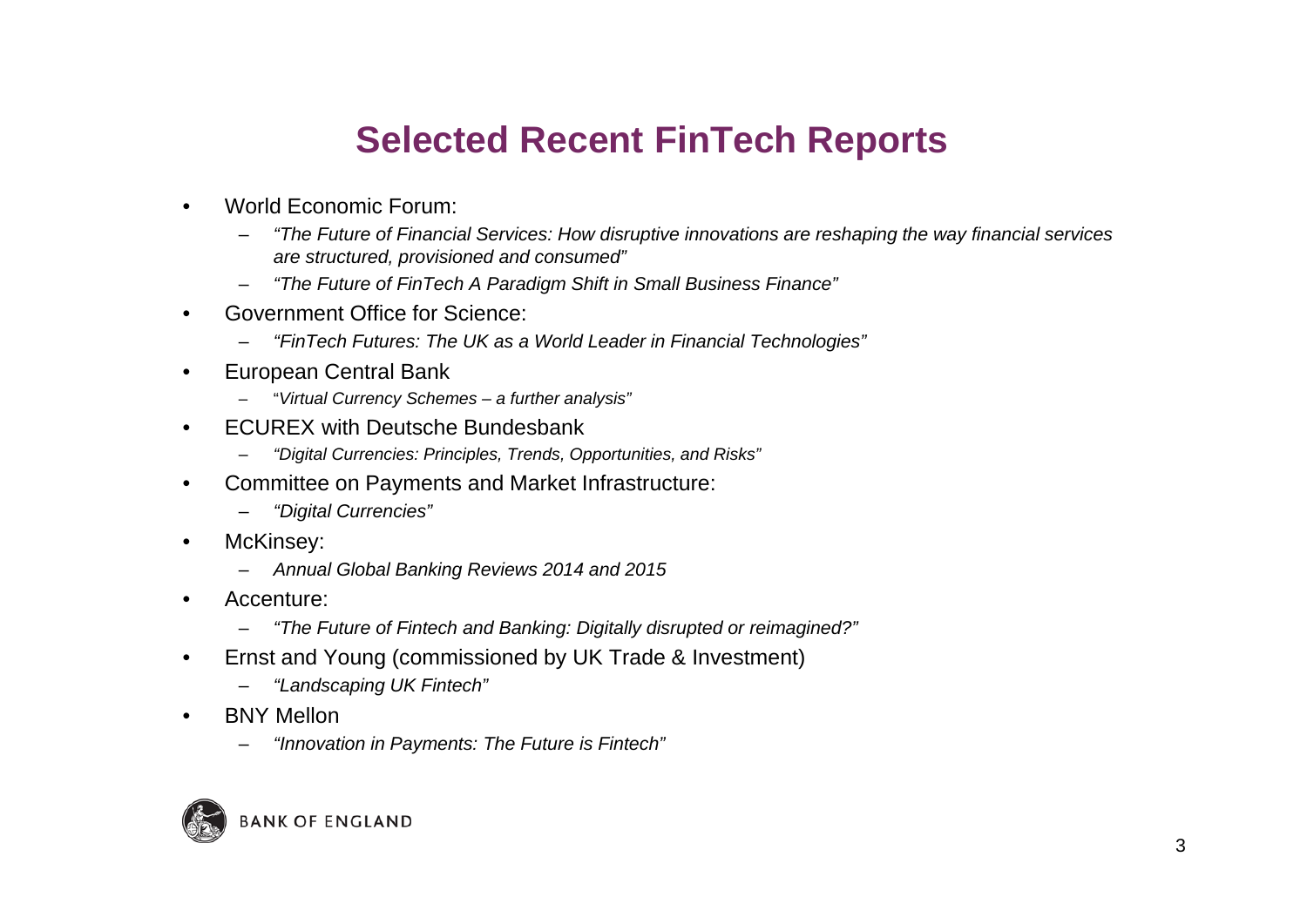# Selected Recent FinTech Reports

- World Economic Forum:
  - *"The Future of Financial Services: How disruptive innovations are reshaping the way financial services are structured, provisioned and consumed"*
  - *"The Future of FinTech A Paradigm Shift in Small Business Finance"*
- Government Office for Science:
  - *"FinTech Futures: The UK as a World Leader in Financial Technologies"*
- European Central Bank
  - *"Virtual Currency Schemes – a further analysis"*
- ECUREX with Deutsche Bundesbank
  - *"Digital Currencies: Principles, Trends, Opportunities, and Risks"*
- Committee on Payments and Market Infrastructure:
  - *"Digital Currencies"*
- McKinsey:
  - *Annual Global Banking Reviews 2014 and 2015*
- Accenture:
  - *"The Future of Fintech and Banking: Digitally disrupted or reimagined?"*
- Ernst and Young (commissioned by UK Trade & Investment)
  - *"Landscaping UK Fintech"*
- BNY Mellon
  - *"Innovation in Payments: The Future is Fintech"*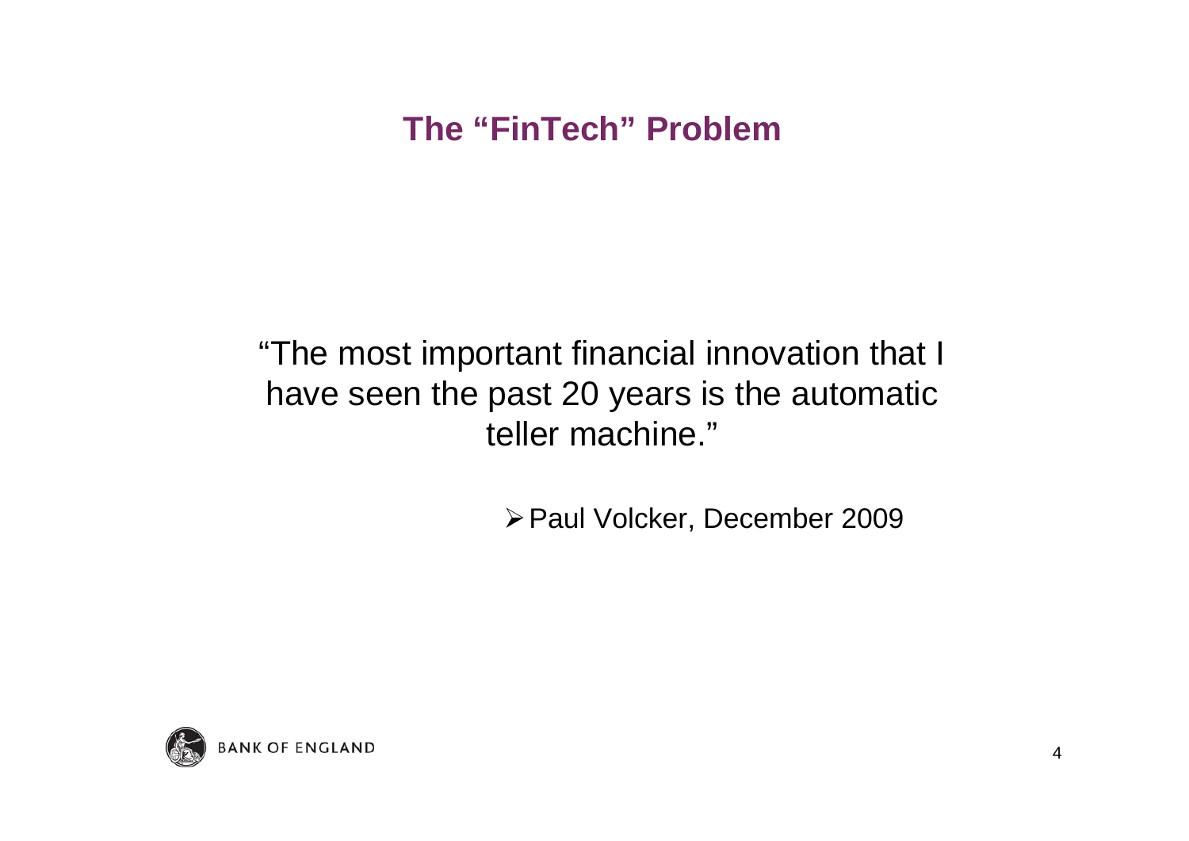# The "FinTech" Problem

"The most important financial innovation that I have seen the past 20 years is the automatic teller machine."

- Paul Volcker, December 2009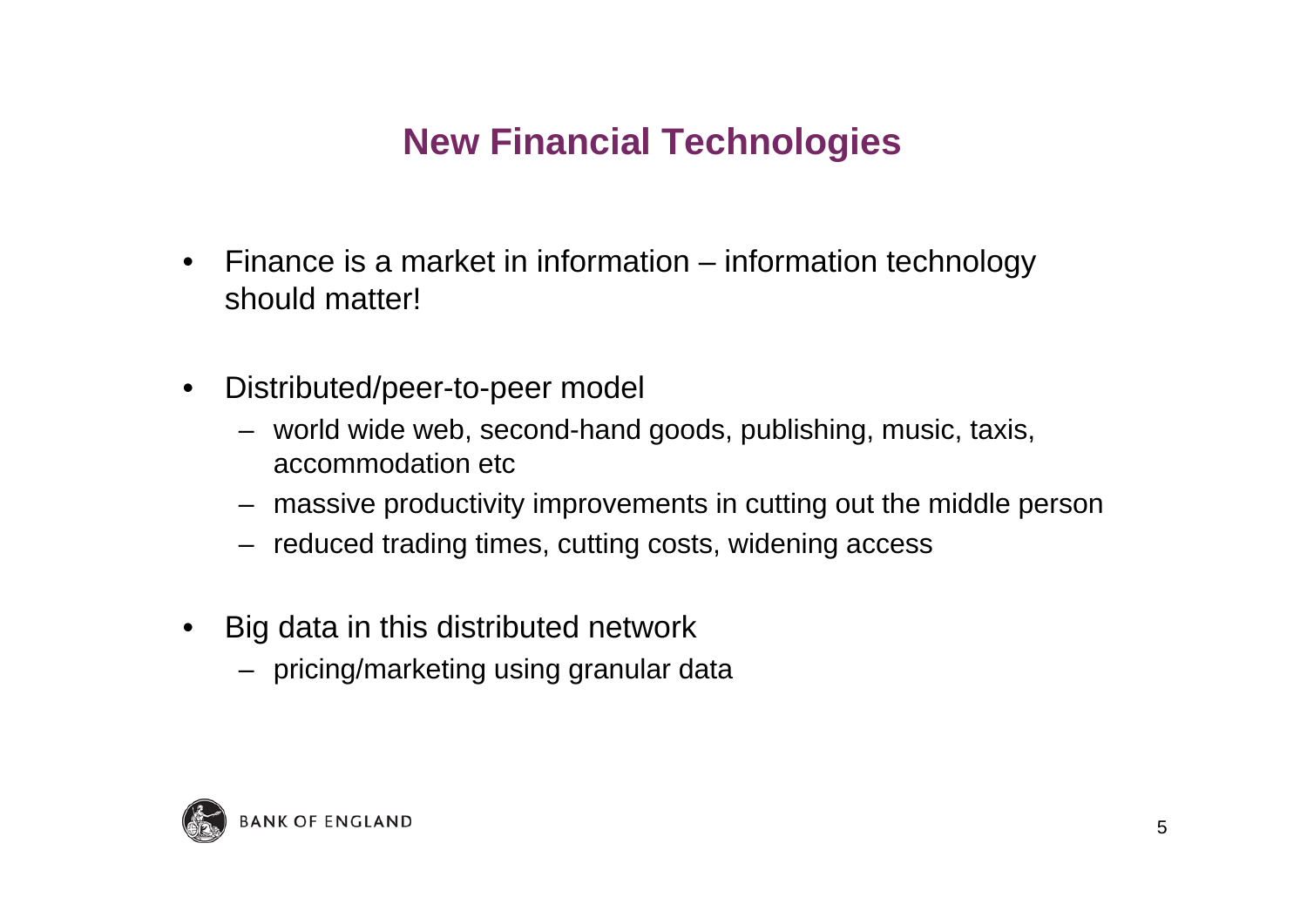# New Financial Technologies

- Finance is a market in information – information technology should matter!

- Distributed/peer-to-peer model
  - world wide web, second-hand goods, publishing, music, taxis, accommodation etc
  - massive productivity improvements in cutting out the middle person
  - reduced trading times, cutting costs, widening access

- Big data in this distributed network
  - pricing/marketing using granular data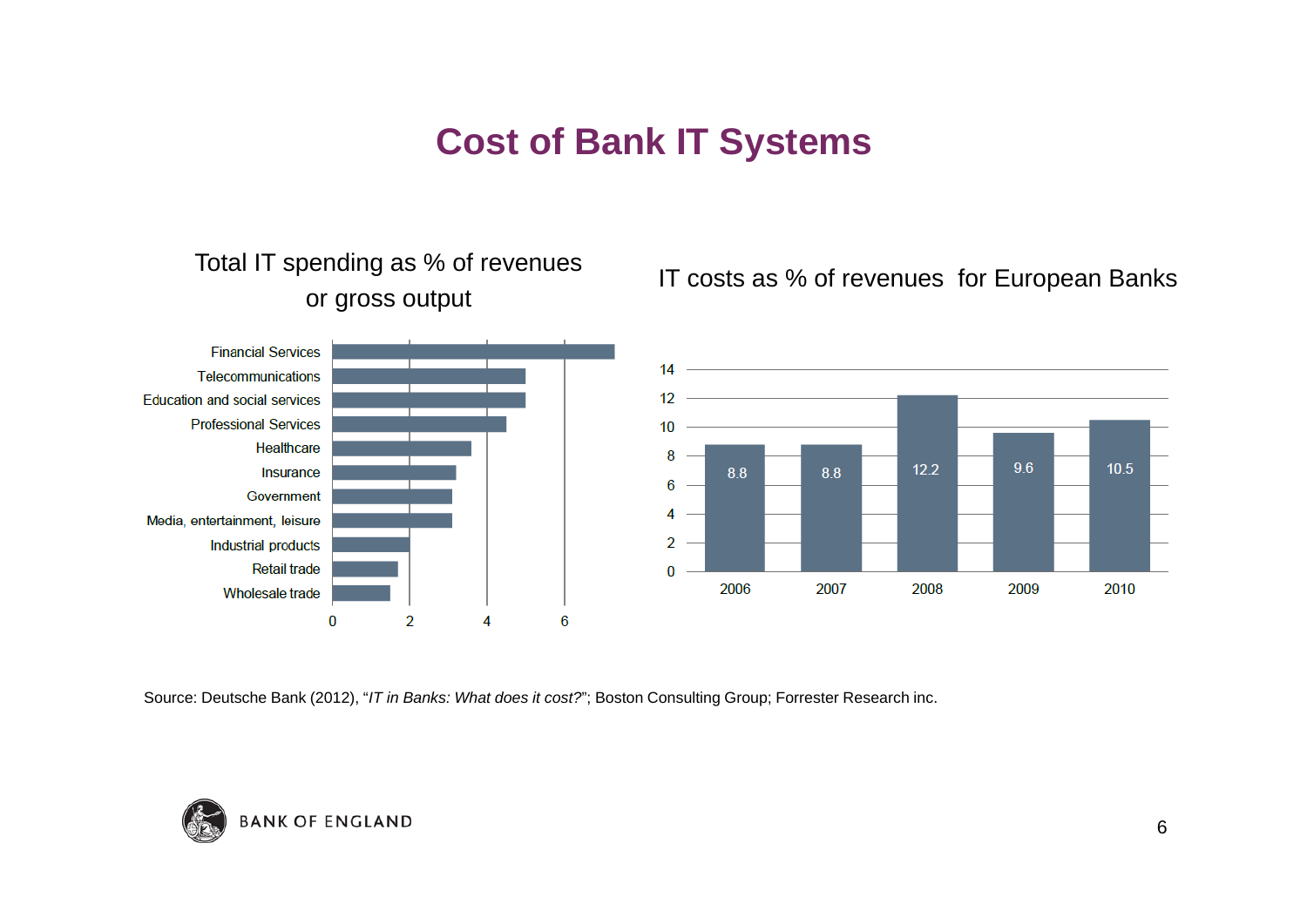# Cost of Bank IT Systems

Total IT spending as % of revenues or gross output

| Sector |
| --- |
| Financial Services |
| Telecommunications |
| Education and social services |
| Professional Services |
| Healthcare |
| Insurance |
| Government |
| Media, entertainment, leisure |
| Industrial products |
| Retail trade |
| Wholesale trade |

IT costs as % of revenues for European Banks

| Year | % of revenues |
| --- | --- |
| 2006 | 8.8 |
| 2007 | 8.8 |
| 2008 | 12.2 |
| 2009 | 9.6 |
| 2010 | 10.5 |

Source: Deutsche Bank (2012), "*IT in Banks: What does it cost?*"; Boston Consulting Group; Forrester Research inc.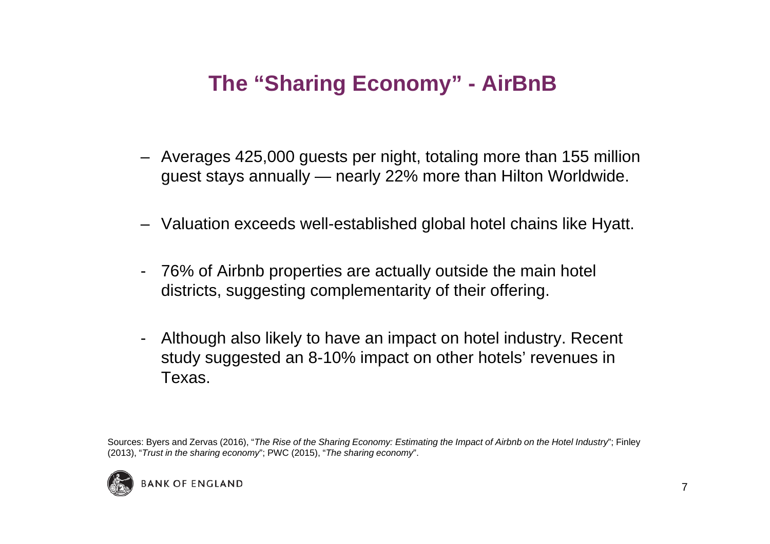# The "Sharing Economy" - AirBnB

- Averages 425,000 guests per night, totaling more than 155 million guest stays annually — nearly 22% more than Hilton Worldwide.
- Valuation exceeds well-established global hotel chains like Hyatt.
- 76% of Airbnb properties are actually outside the main hotel districts, suggesting complementarity of their offering.
- Although also likely to have an impact on hotel industry. Recent study suggested an 8-10% impact on other hotels' revenues in Texas.

Sources: Byers and Zervas (2016), "*The Rise of the Sharing Economy: Estimating the Impact of Airbnb on the Hotel Industry*"; Finley (2013), "*Trust in the sharing economy*"; PWC (2015), "*The sharing economy*".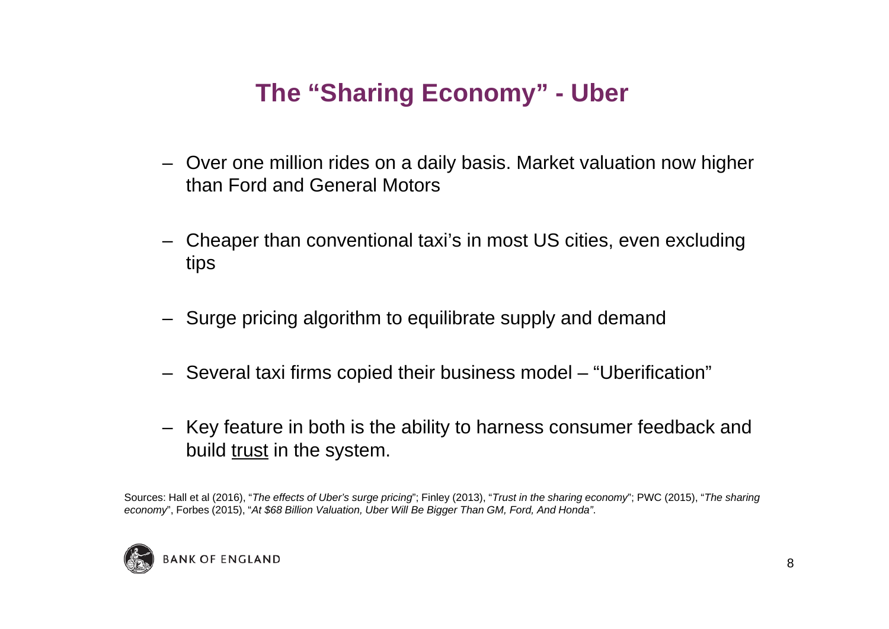# The "Sharing Economy" - Uber

- Over one million rides on a daily basis. Market valuation now higher than Ford and General Motors
- Cheaper than conventional taxi's in most US cities, even excluding tips
- Surge pricing algorithm to equilibrate supply and demand
- Several taxi firms copied their business model – "Uberification"
- Key feature in both is the ability to harness consumer feedback and build <u>trust</u> in the system.

Sources: Hall et al (2016), "*The effects of Uber's surge pricing*"; Finley (2013), "*Trust in the sharing economy*"; PWC (2015), "*The sharing economy*", Forbes (2015), "*At $68 Billion Valuation, Uber Will Be Bigger Than GM, Ford, And Honda*".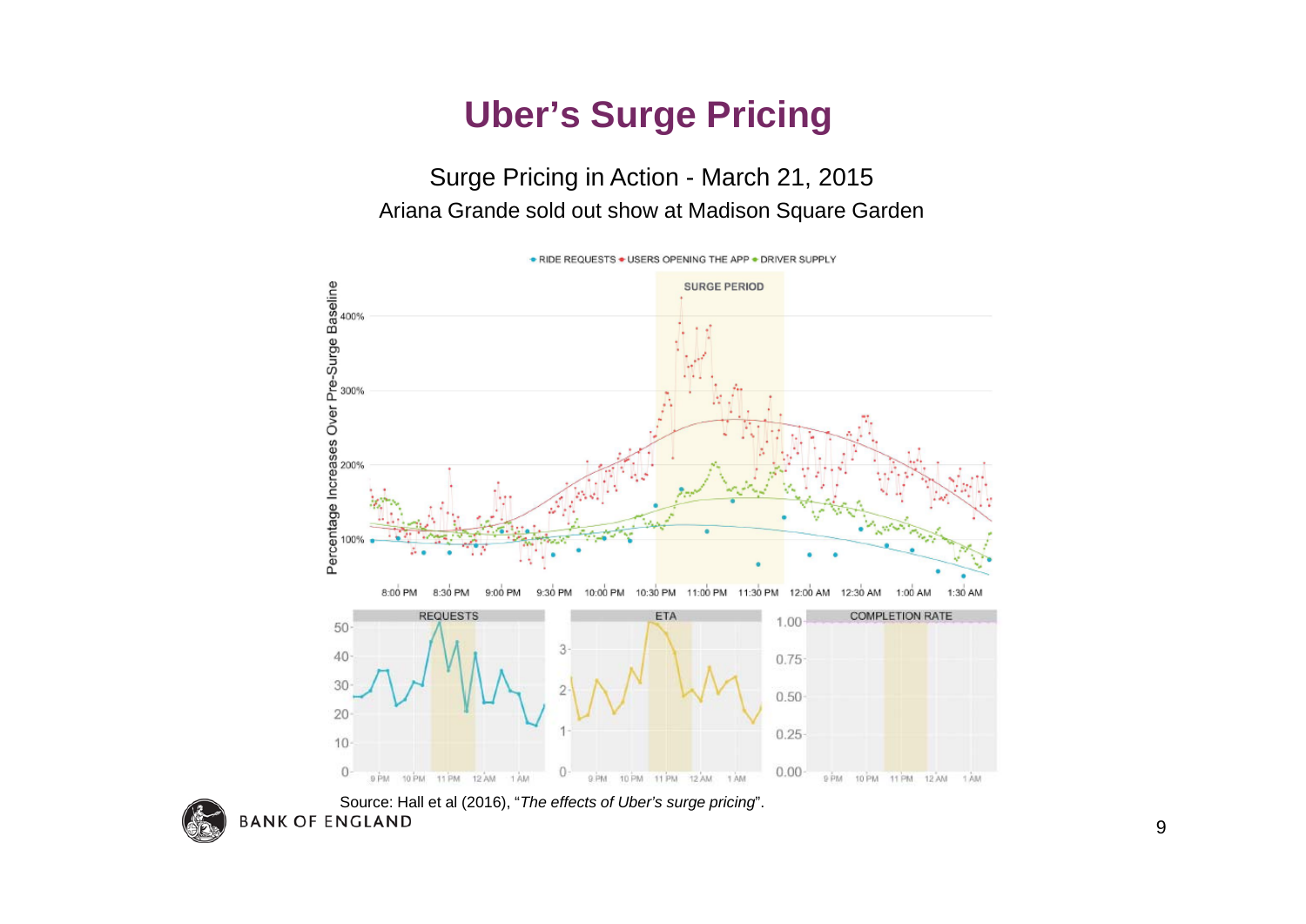# Uber's Surge Pricing

Surge Pricing in Action - March 21, 2015

Ariana Grande sold out show at Madison Square Garden

Source: Hall et al (2016), "*The effects of Uber's surge pricing*".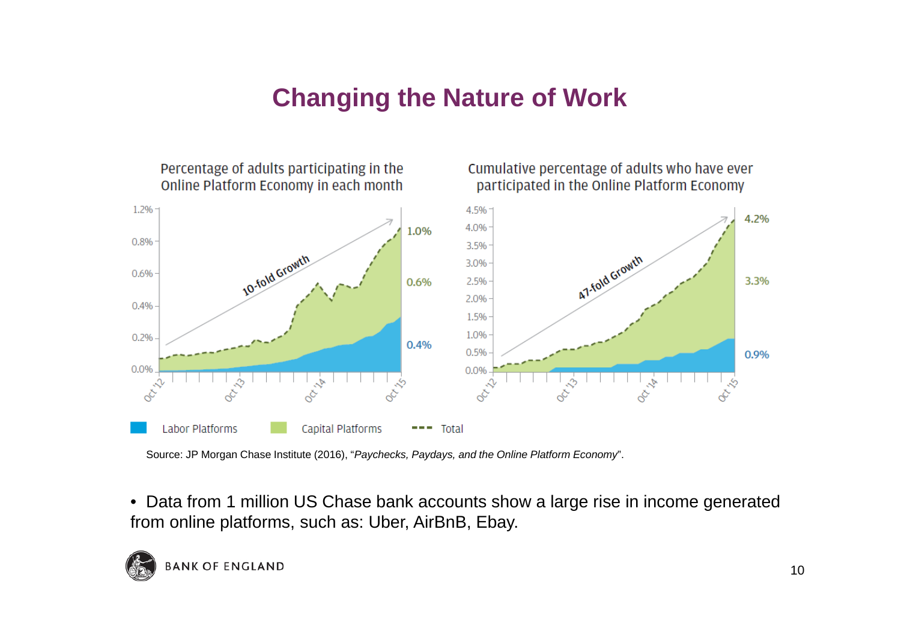# Changing the Nature of Work

Percentage of adults participating in the Online Platform Economy in each month

Cumulative percentage of adults who have ever participated in the Online Platform Economy

Source: JP Morgan Chase Institute (2016), "*Paychecks, Paydays, and the Online Platform Economy*".

- Data from 1 million US Chase bank accounts show a large rise in income generated from online platforms, such as: Uber, AirBnB, Ebay.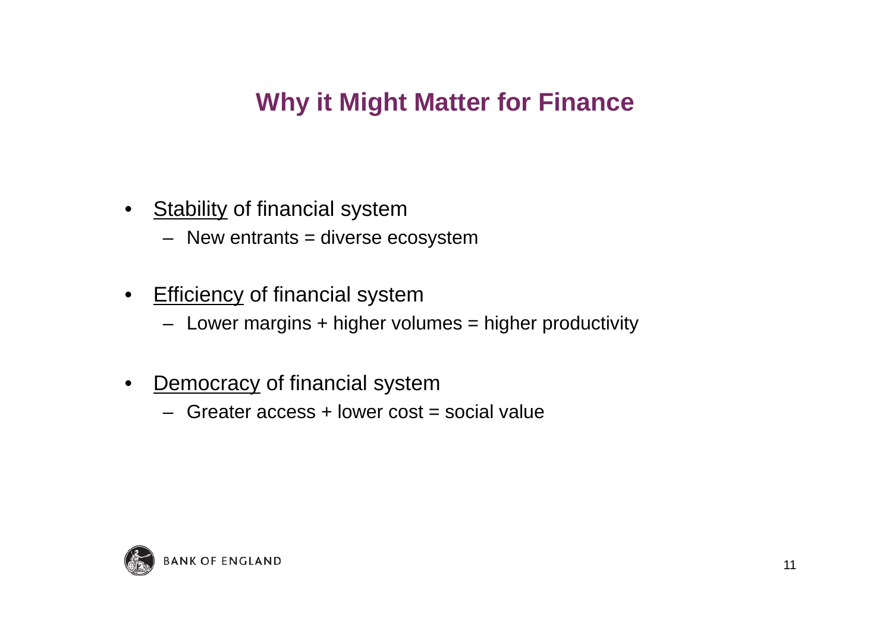## Why it Might Matter for Finance

- Stability of financial system
  - New entrants = diverse ecosystem
- Efficiency of financial system
  - Lower margins + higher volumes = higher productivity
- Democracy of financial system
  - Greater access + lower cost = social value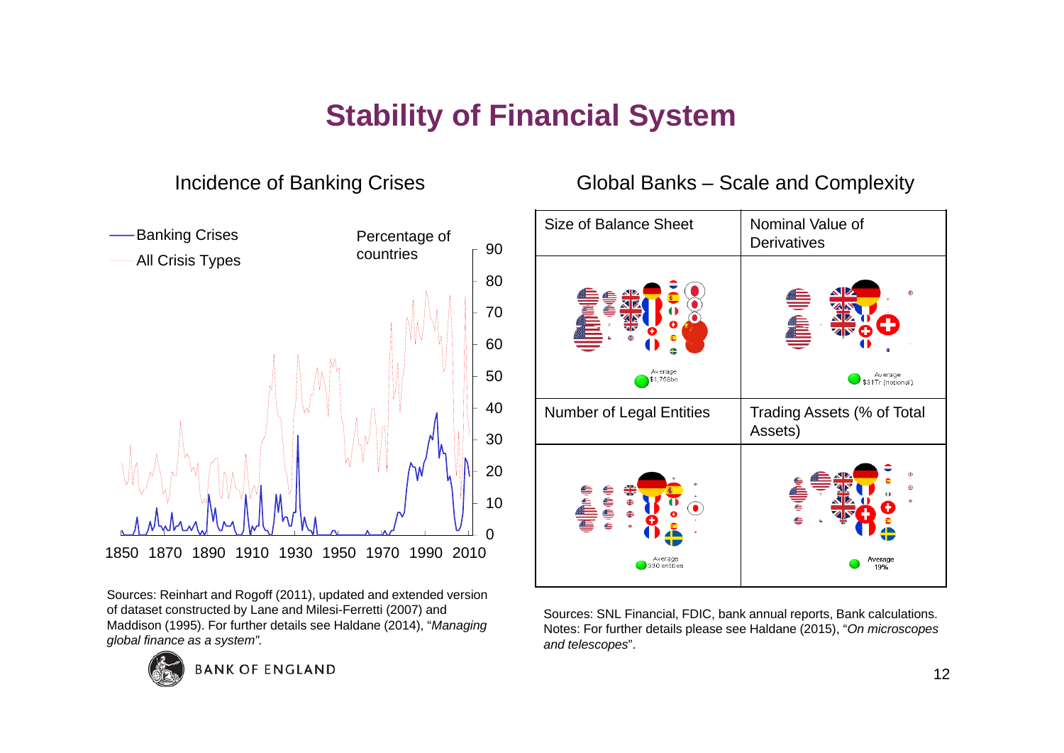# Stability of Financial System

## Incidence of Banking Crises

Banking Crises

All Crisis Types

Percentage of countries

90
80
70
60
50
40
30
20
10
0

1850 1870 1890 1910 1930 1950 1970 1990 2010

Sources: Reinhart and Rogoff (2011), updated and extended version of dataset constructed by Lane and Milesi-Ferretti (2007) and Maddison (1995). For further details see Haldane (2014), "*Managing global finance as a system*".

## Global Banks – Scale and Complexity

| Size of Balance Sheet | Nominal Value of Derivatives |
| --- | --- |
| Average $1,758bn | Average $31Tr (notional) |
| **Number of Legal Entities** | **Trading Assets (% of Total Assets)** |
| Average 930 entities | Average 19% |

Sources: SNL Financial, FDIC, bank annual reports, Bank calculations. Notes: For further details please see Haldane (2015), "*On microscopes and telescopes*".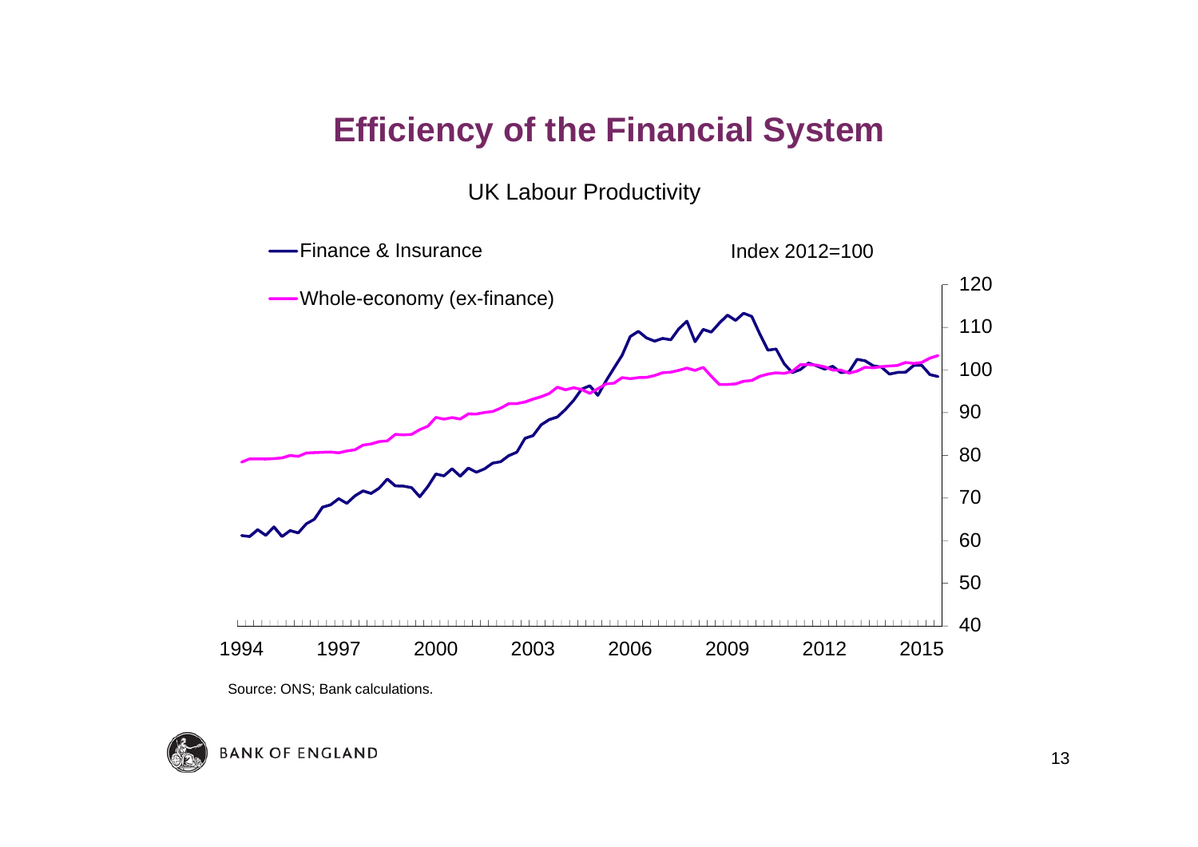# Efficiency of the Financial System

UK Labour Productivity

Finance & Insurance

Whole-economy (ex-finance)

Index 2012=100

Source: ONS; Bank calculations.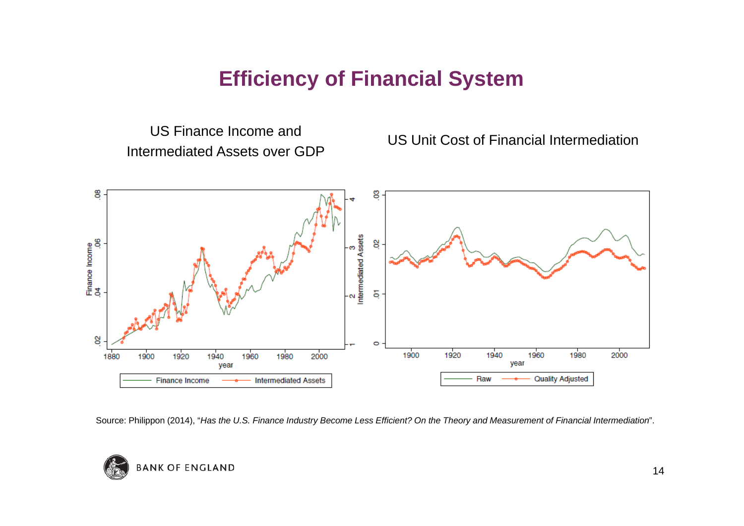# Efficiency of Financial System

US Finance Income and Intermediated Assets over GDP

US Unit Cost of Financial Intermediation

Source: Philippon (2014), "*Has the U.S. Finance Industry Become Less Efficient? On the Theory and Measurement of Financial Intermediation*".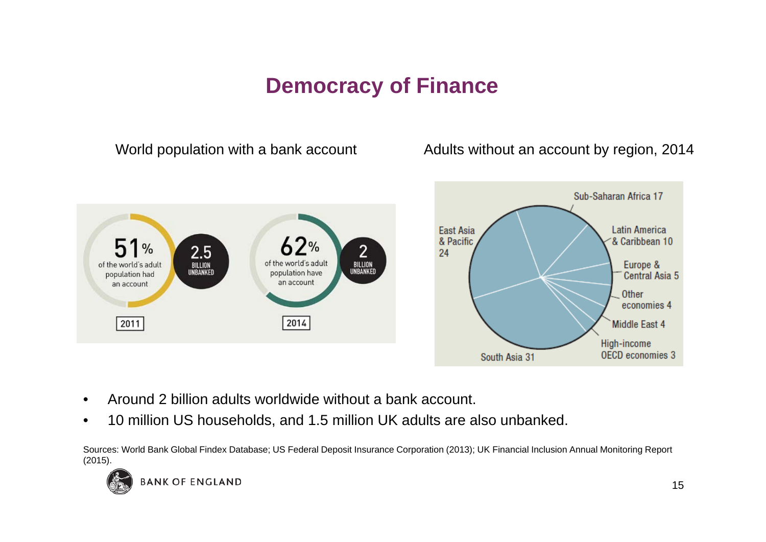# Democracy of Finance

World population with a bank account

51% of the world's adult population had an account — 2.5 BILLION UNBANKED — 2011

62% of the world's adult population have an account — 2 BILLION UNBANKED — 2014

Adults without an account by region, 2014

| Region | % |
| --- | --- |
| Sub-Saharan Africa | 17 |
| Latin America & Caribbean | 10 |
| Europe & Central Asia | 5 |
| Other economies | 4 |
| Middle East | 4 |
| High-income OECD economies | 3 |
| South Asia | 31 |
| East Asia & Pacific | 24 |

- Around 2 billion adults worldwide without a bank account.
- 10 million US households, and 1.5 million UK adults are also unbanked.

Sources: World Bank Global Findex Database; US Federal Deposit Insurance Corporation (2013); UK Financial Inclusion Annual Monitoring Report (2015).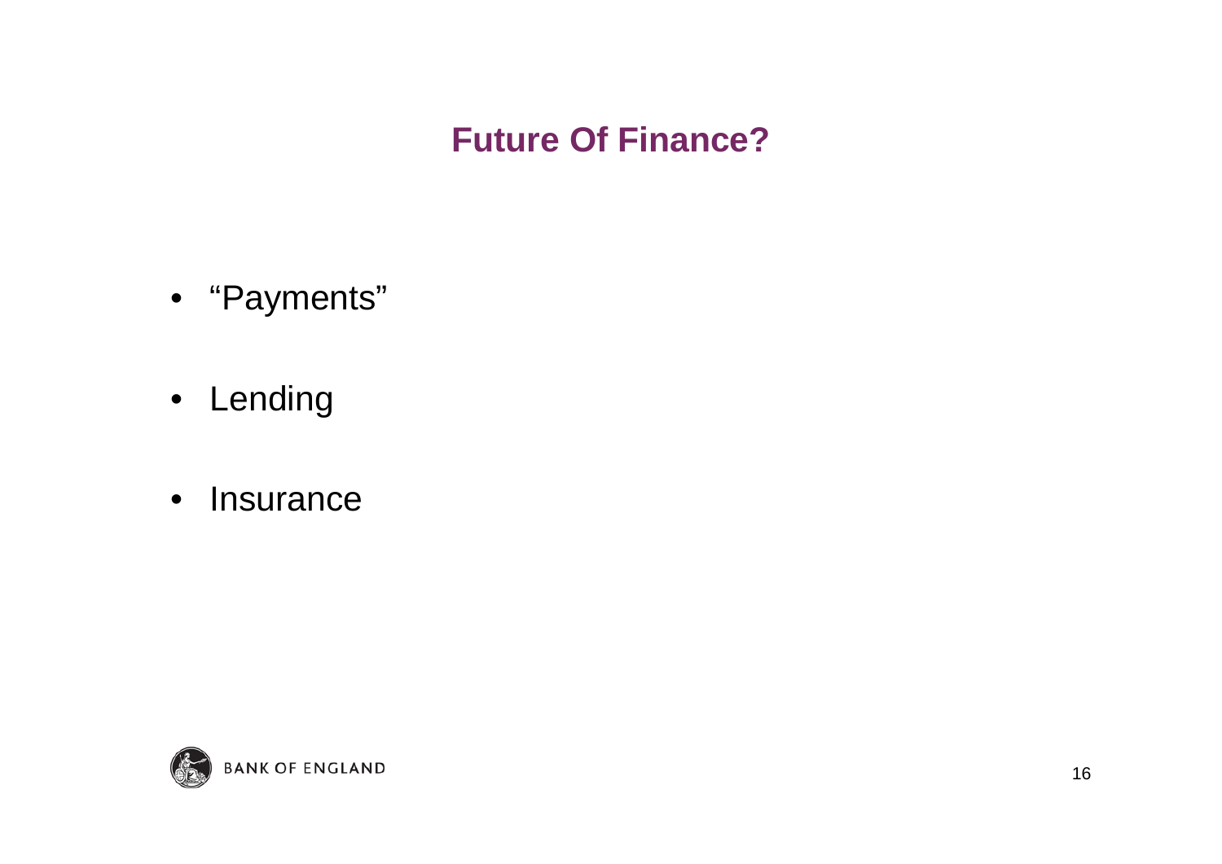# Future Of Finance?

- “Payments”
- Lending
- Insurance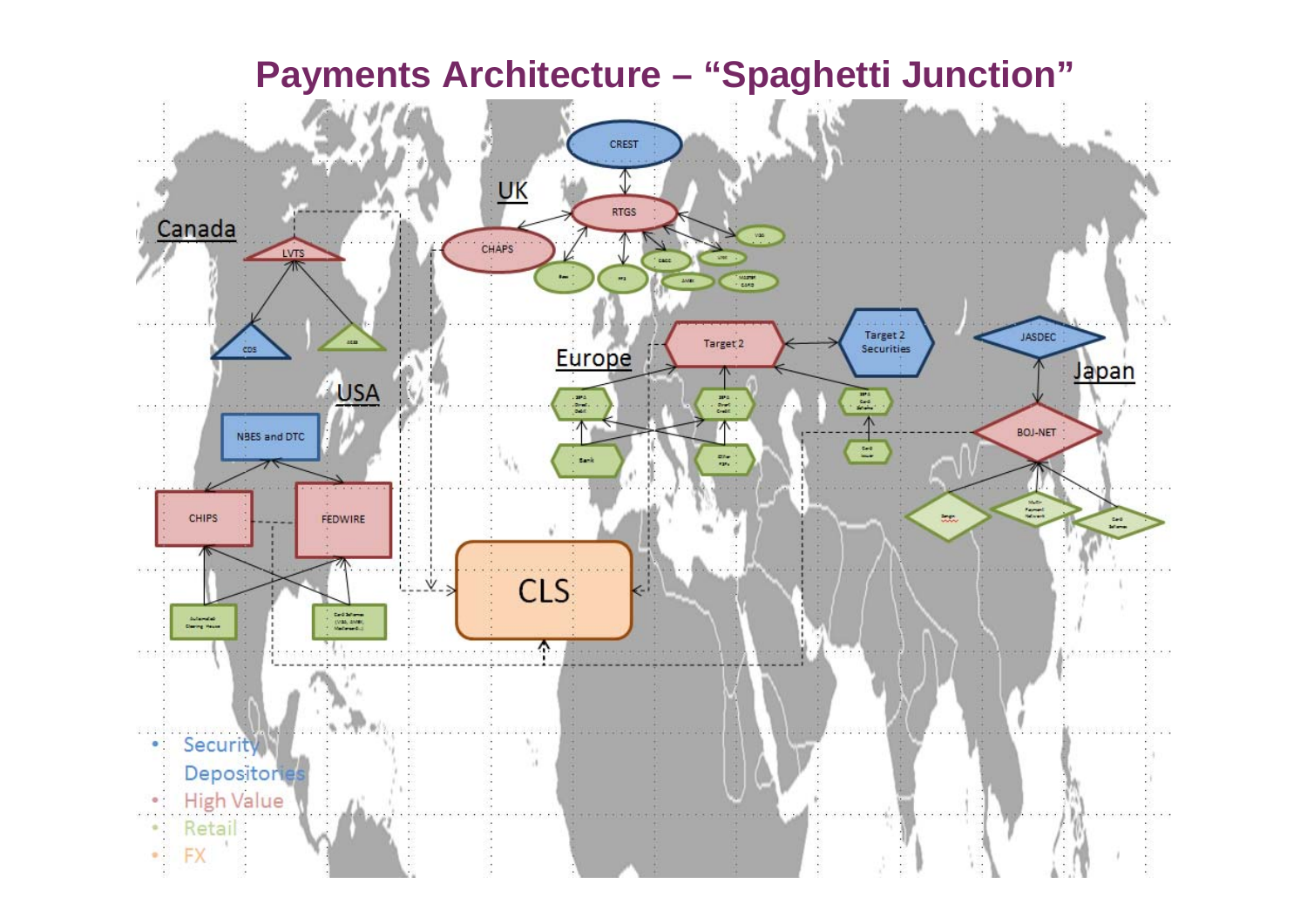# Payments Architecture – "Spaghetti Junction"

UK

CREST

RTGS

CHAPS

Canada

LVTS

CDS

USA

NBES and DTC

CHIPS

FEDWIRE

Europe

Target 2

Target 2 Securities

Japan

JASDEC

BOJ-NET

CLS

- Security Depositories
- High Value
- Retail
- FX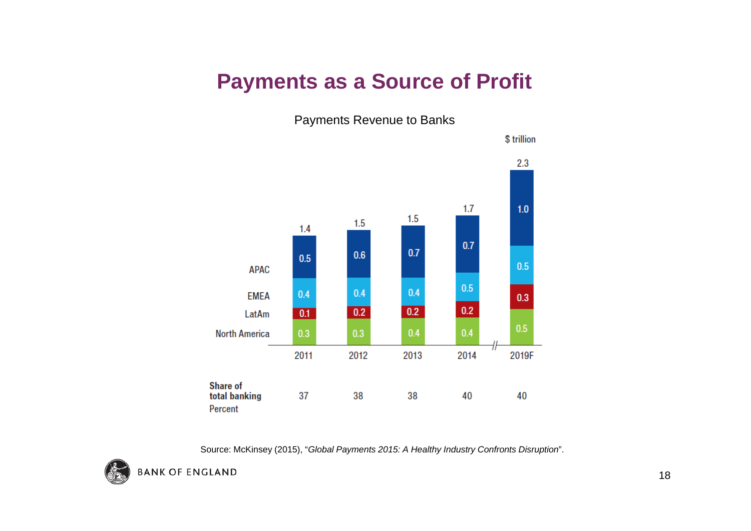# Payments as a Source of Profit

Payments Revenue to Banks

$ trillion

| | 2011 | 2012 | 2013 | 2014 | 2019F |
|---|---|---|---|---|---|
| APAC | 0.5 | 0.6 | 0.7 | 0.7 | 1.0 |
| EMEA | 0.4 | 0.4 | 0.4 | 0.5 | 0.5 |
| LatAm | 0.1 | 0.2 | 0.2 | 0.2 | 0.3 |
| North America | 0.3 | 0.3 | 0.4 | 0.4 | 0.5 |
| Total | 1.4 | 1.5 | 1.5 | 1.7 | 2.3 |
| Share of total banking Percent | 37 | 38 | 38 | 40 | 40 |

Source: McKinsey (2015), "*Global Payments 2015: A Healthy Industry Confronts Disruption*".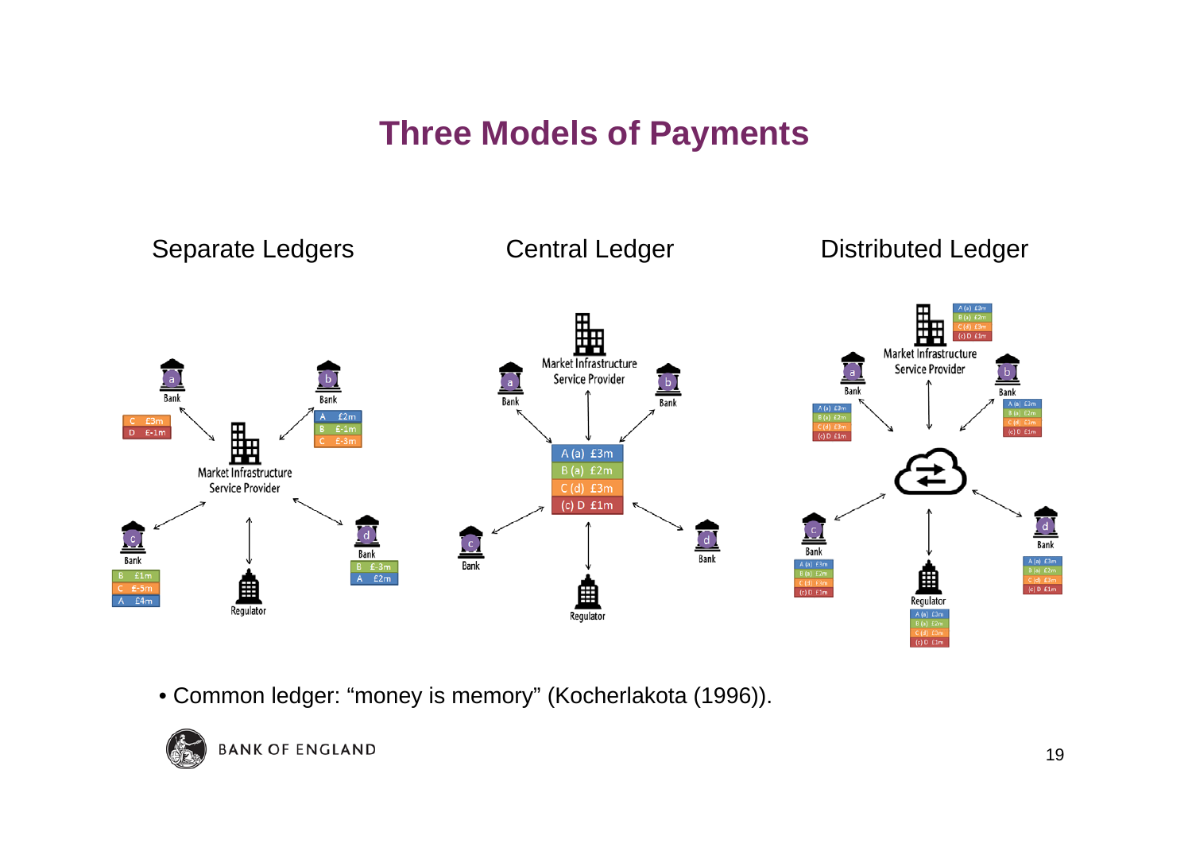# Three Models of Payments

Separate Ledgers

Central Ledger

Distributed Ledger

- Common ledger: “money is memory” (Kocherlakota (1996)).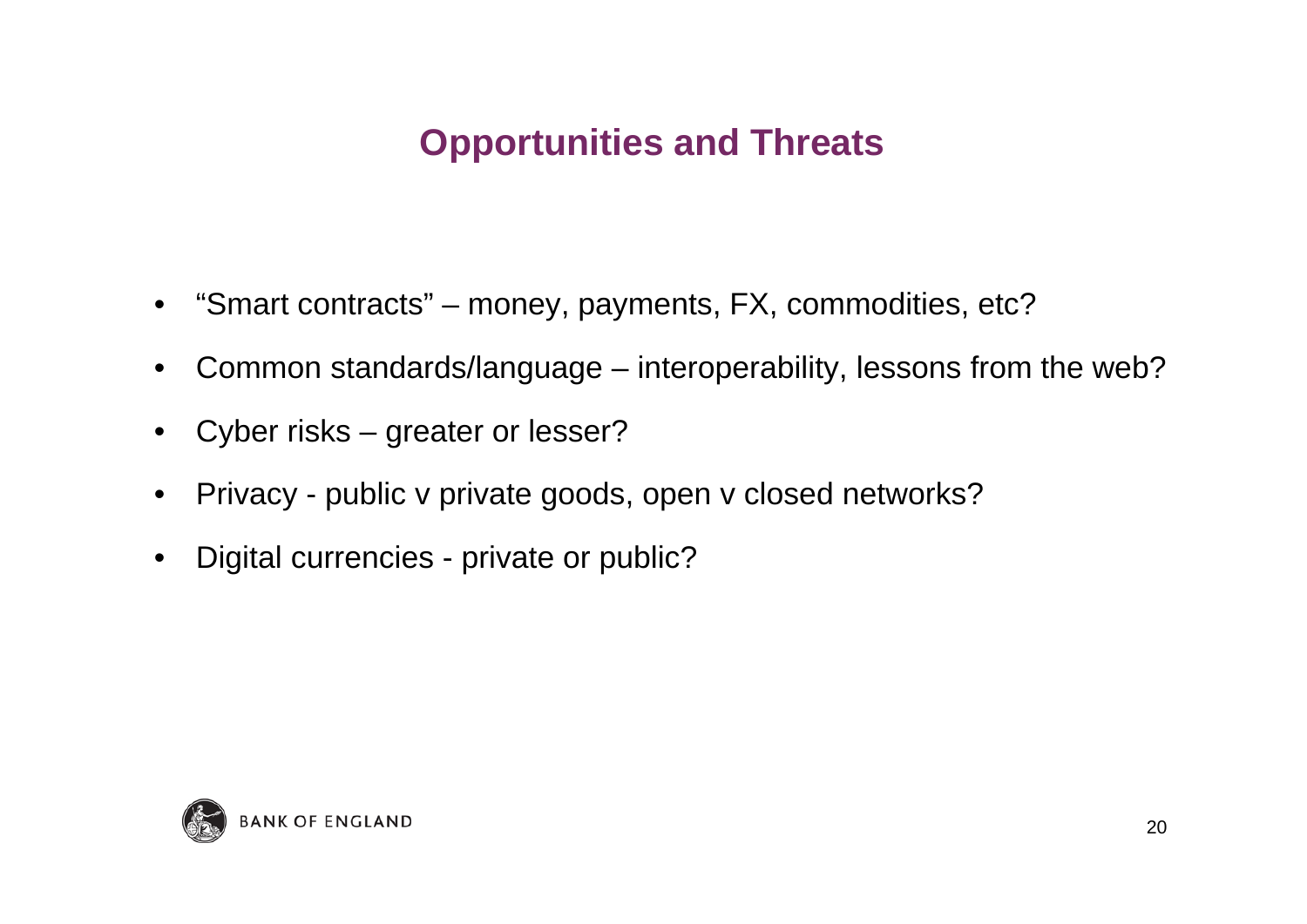# Opportunities and Threats

- "Smart contracts" – money, payments, FX, commodities, etc?
- Common standards/language – interoperability, lessons from the web?
- Cyber risks – greater or lesser?
- Privacy - public v private goods, open v closed networks?
- Digital currencies - private or public?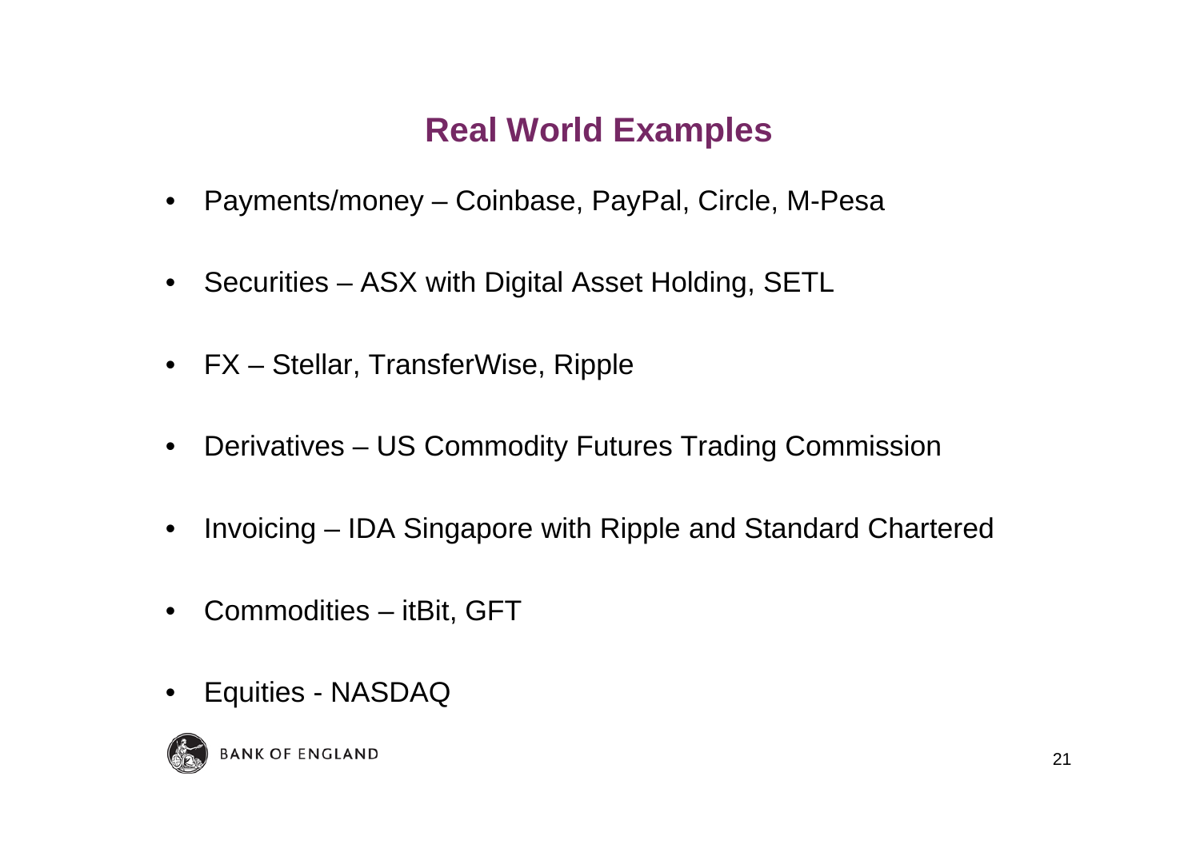# Real World Examples

- Payments/money – Coinbase, PayPal, Circle, M-Pesa
- Securities – ASX with Digital Asset Holding, SETL
- FX – Stellar, TransferWise, Ripple
- Derivatives – US Commodity Futures Trading Commission
- Invoicing – IDA Singapore with Ripple and Standard Chartered
- Commodities – itBit, GFT
- Equities - NASDAQ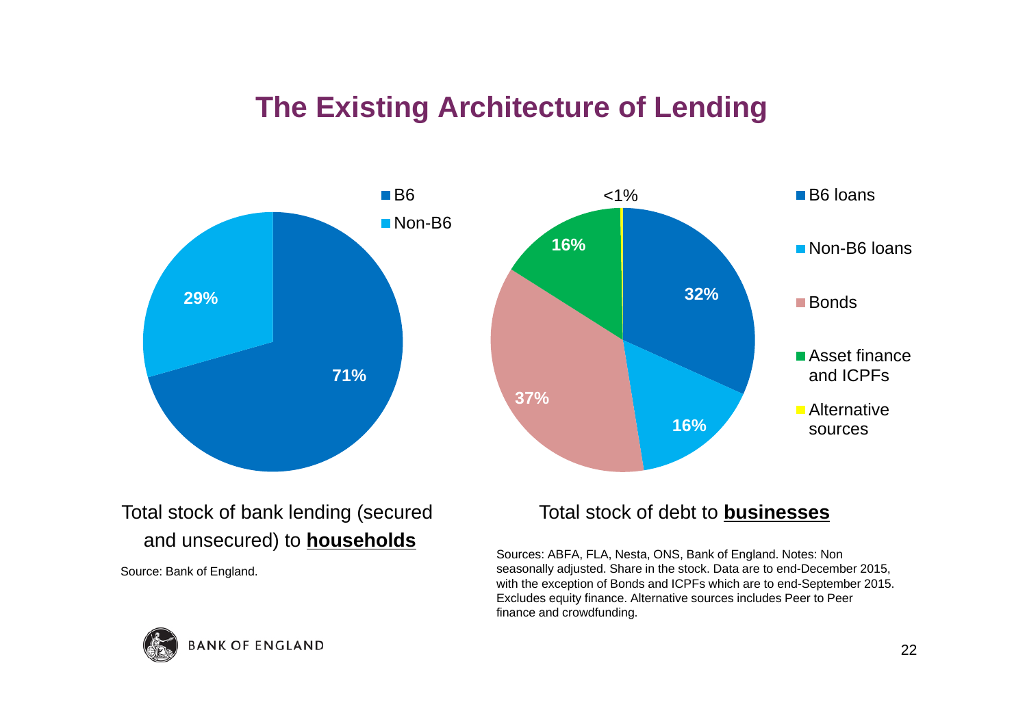# The Existing Architecture of Lending

| | Share |
|---|---|
| B6 | 71% |
| Non-B6 | 29% |

Total stock of bank lending (secured and unsecured) to **households**

Source: Bank of England.

| | Share |
|---|---|
| B6 loans | 32% |
| Non-B6 loans | 16% |
| Bonds | 37% |
| Asset finance and ICPFs | 16% |
| Alternative sources | <1% |

Total stock of debt to **businesses**

Sources: ABFA, FLA, Nesta, ONS, Bank of England. Notes: Non seasonally adjusted. Share in the stock. Data are to end-December 2015, with the exception of Bonds and ICPFs which are to end-September 2015. Excludes equity finance. Alternative sources includes Peer to Peer finance and crowdfunding.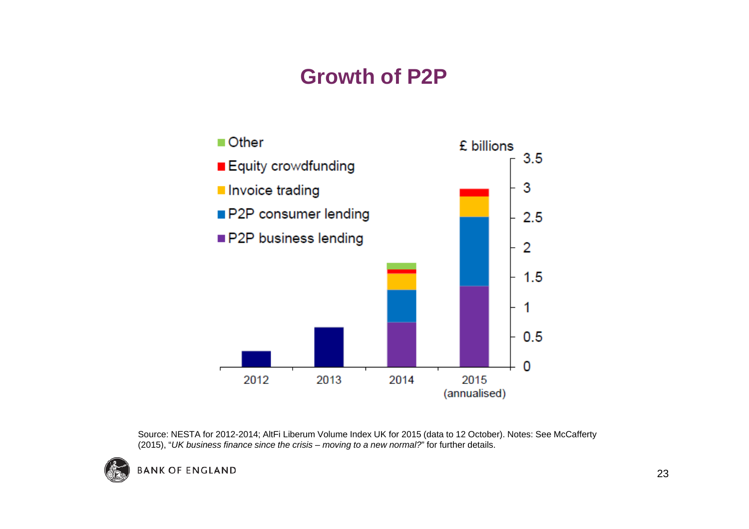# Growth of P2P

Other
Equity crowdfunding
Invoice trading
P2P consumer lending
P2P business lending

£ billions

3.5
3
2.5
2
1.5
1
0.5
0

2012 2013 2014 2015 (annualised)

Source: NESTA for 2012-2014; AltFi Liberum Volume Index UK for 2015 (data to 12 October). Notes: See McCafferty (2015), "*UK business finance since the crisis – moving to a new normal?*" for further details.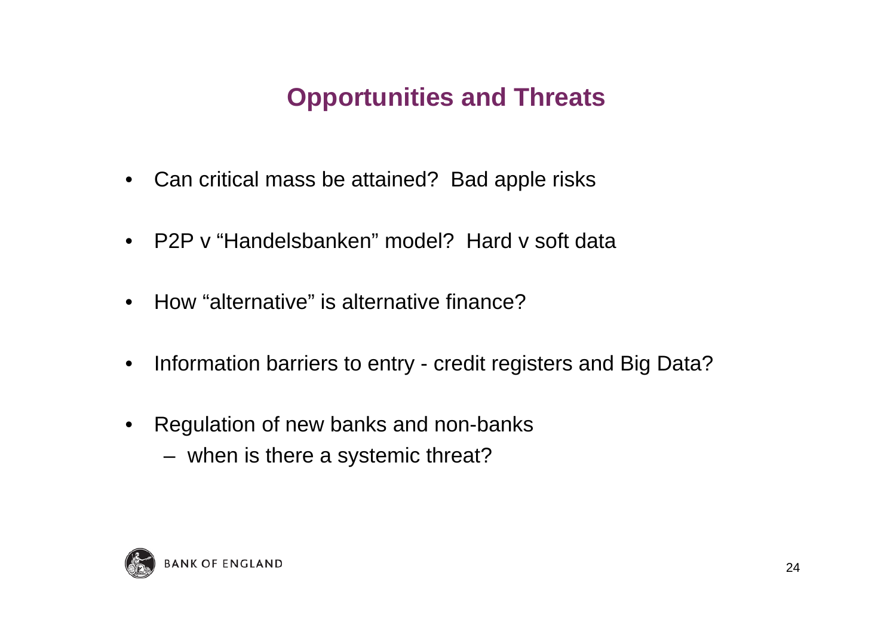# Opportunities and Threats

- Can critical mass be attained? Bad apple risks
- P2P v "Handelsbanken" model? Hard v soft data
- How "alternative" is alternative finance?
- Information barriers to entry - credit registers and Big Data?
- Regulation of new banks and non-banks
  - when is there a systemic threat?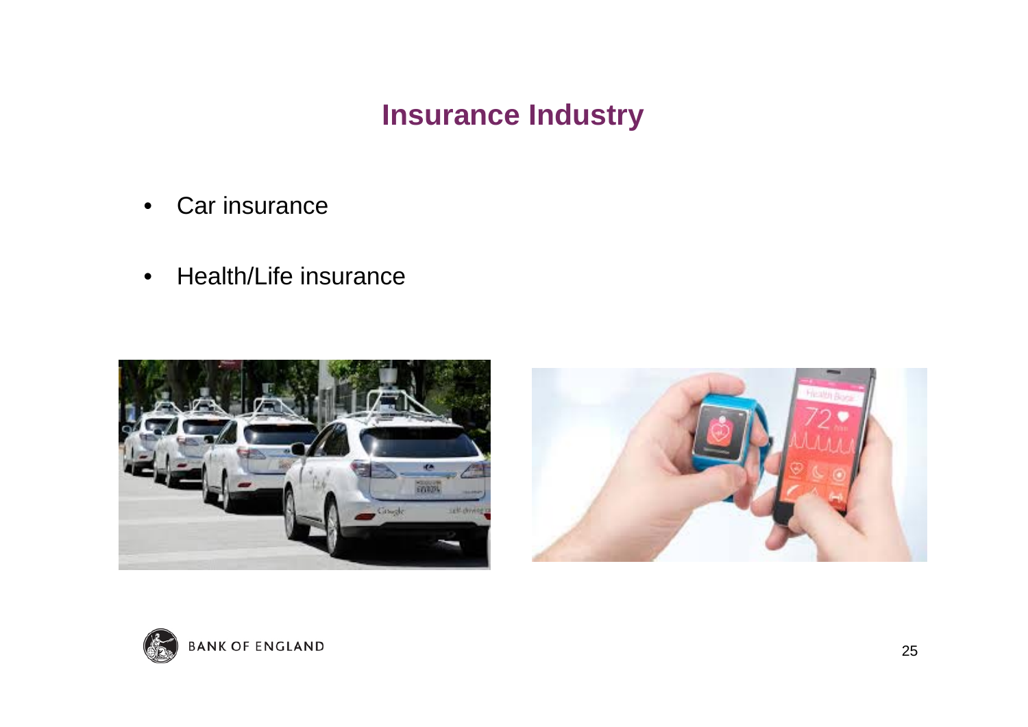## Insurance Industry

- Car insurance
- Health/Life insurance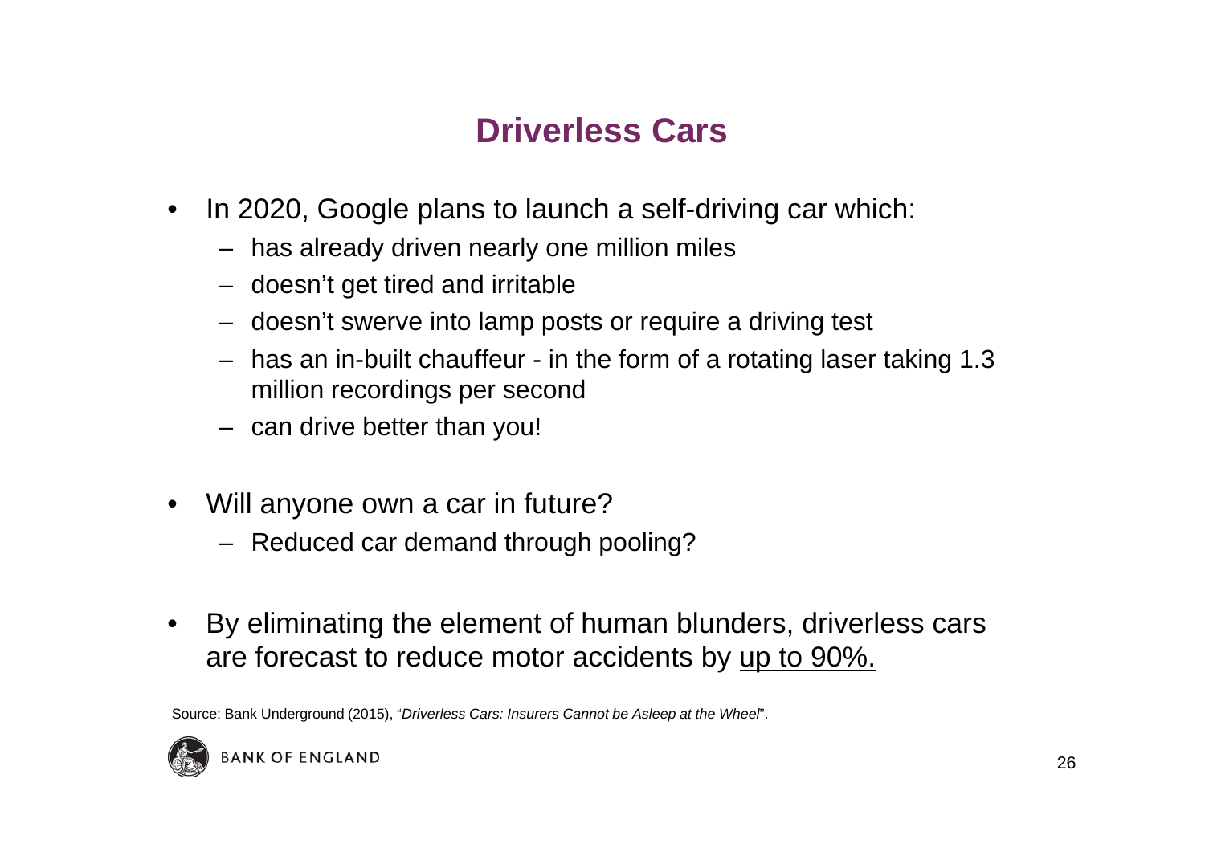# Driverless Cars

- In 2020, Google plans to launch a self-driving car which:
  - has already driven nearly one million miles
  - doesn't get tired and irritable
  - doesn't swerve into lamp posts or require a driving test
  - has an in-built chauffeur - in the form of a rotating laser taking 1.3 million recordings per second
  - can drive better than you!

- Will anyone own a car in future?
  - Reduced car demand through pooling?

- By eliminating the element of human blunders, driverless cars are forecast to reduce motor accidents by <u>up to 90%.</u>

Source: Bank Underground (2015), "*Driverless Cars: Insurers Cannot be Asleep at the Wheel*".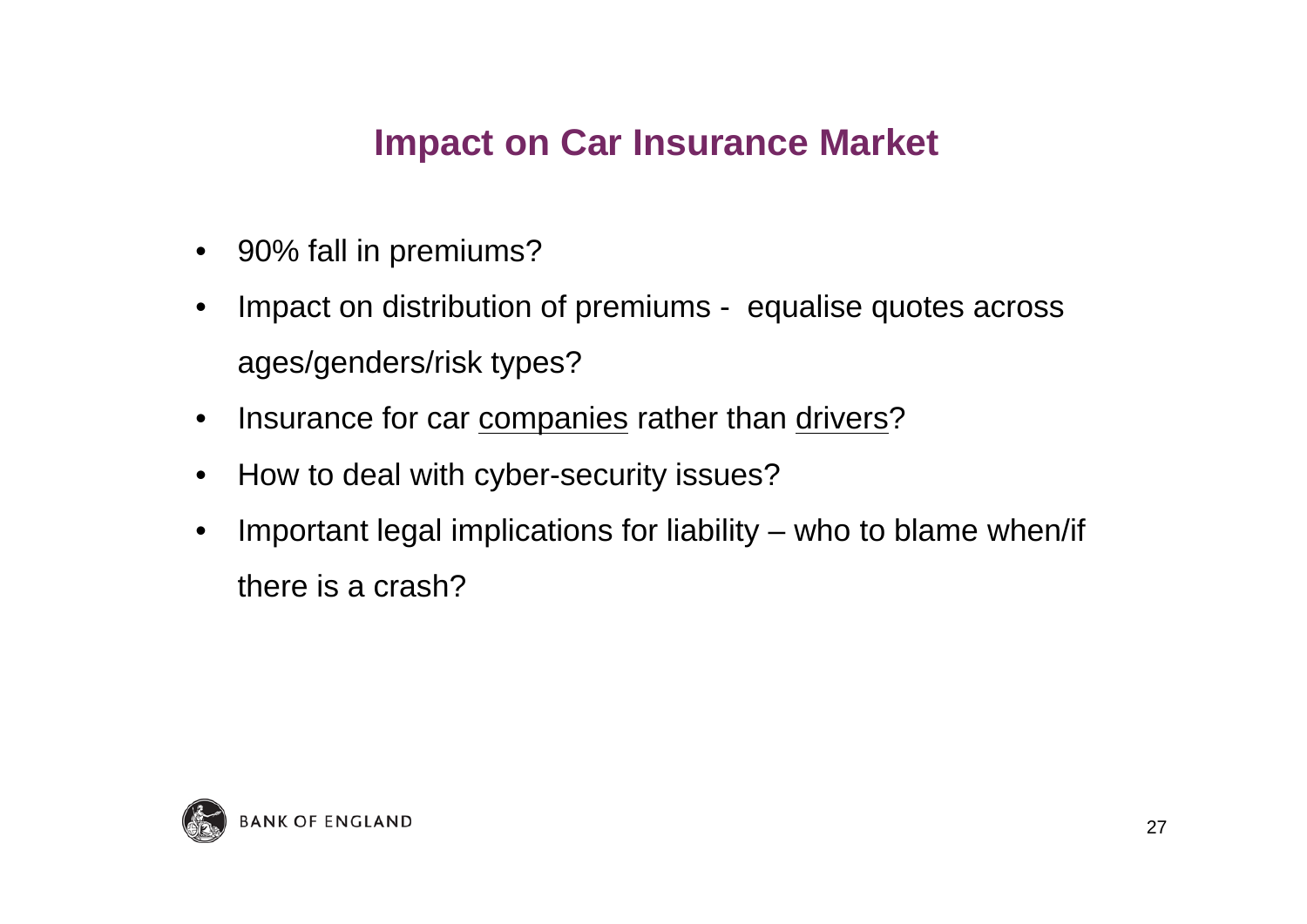# Impact on Car Insurance Market

- 90% fall in premiums?
- Impact on distribution of premiums - equalise quotes across ages/genders/risk types?
- Insurance for car companies rather than drivers?
- How to deal with cyber-security issues?
- Important legal implications for liability – who to blame when/if there is a crash?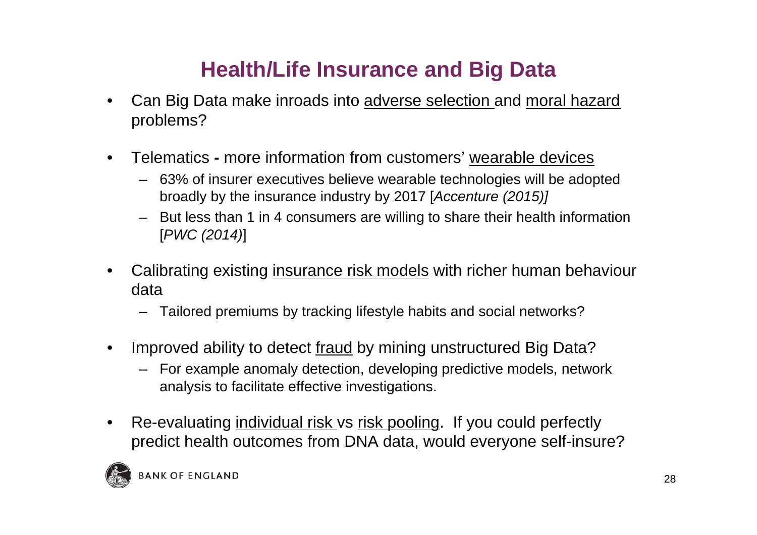# Health/Life Insurance and Big Data

- Can Big Data make inroads into adverse selection and moral hazard problems?
- Telematics **-** more information from customers' wearable devices
  - 63% of insurer executives believe wearable technologies will be adopted broadly by the insurance industry by 2017 [*Accenture (2015)]*
  - But less than 1 in 4 consumers are willing to share their health information [*PWC (2014)*]
- Calibrating existing insurance risk models with richer human behaviour data
  - Tailored premiums by tracking lifestyle habits and social networks?
- Improved ability to detect fraud by mining unstructured Big Data?
  - For example anomaly detection, developing predictive models, network analysis to facilitate effective investigations.
- Re-evaluating individual risk vs risk pooling. If you could perfectly predict health outcomes from DNA data, would everyone self-insure?

BANK OF ENGLAND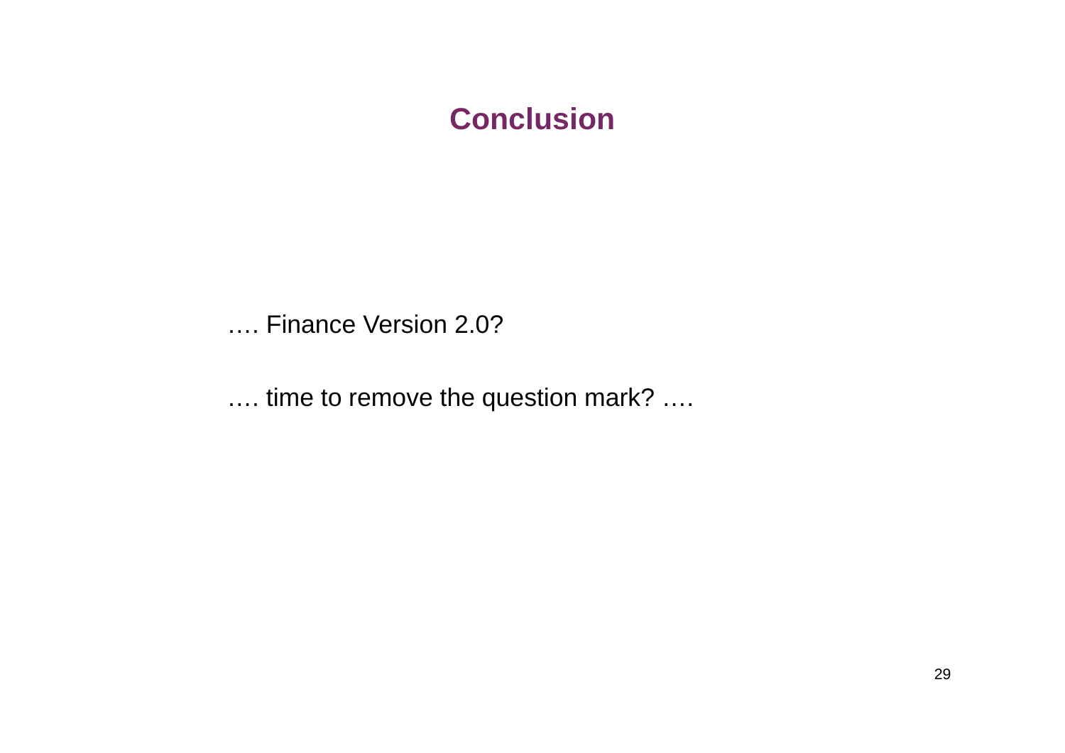# Conclusion

…. Finance Version 2.0?

…. time to remove the question mark? ….